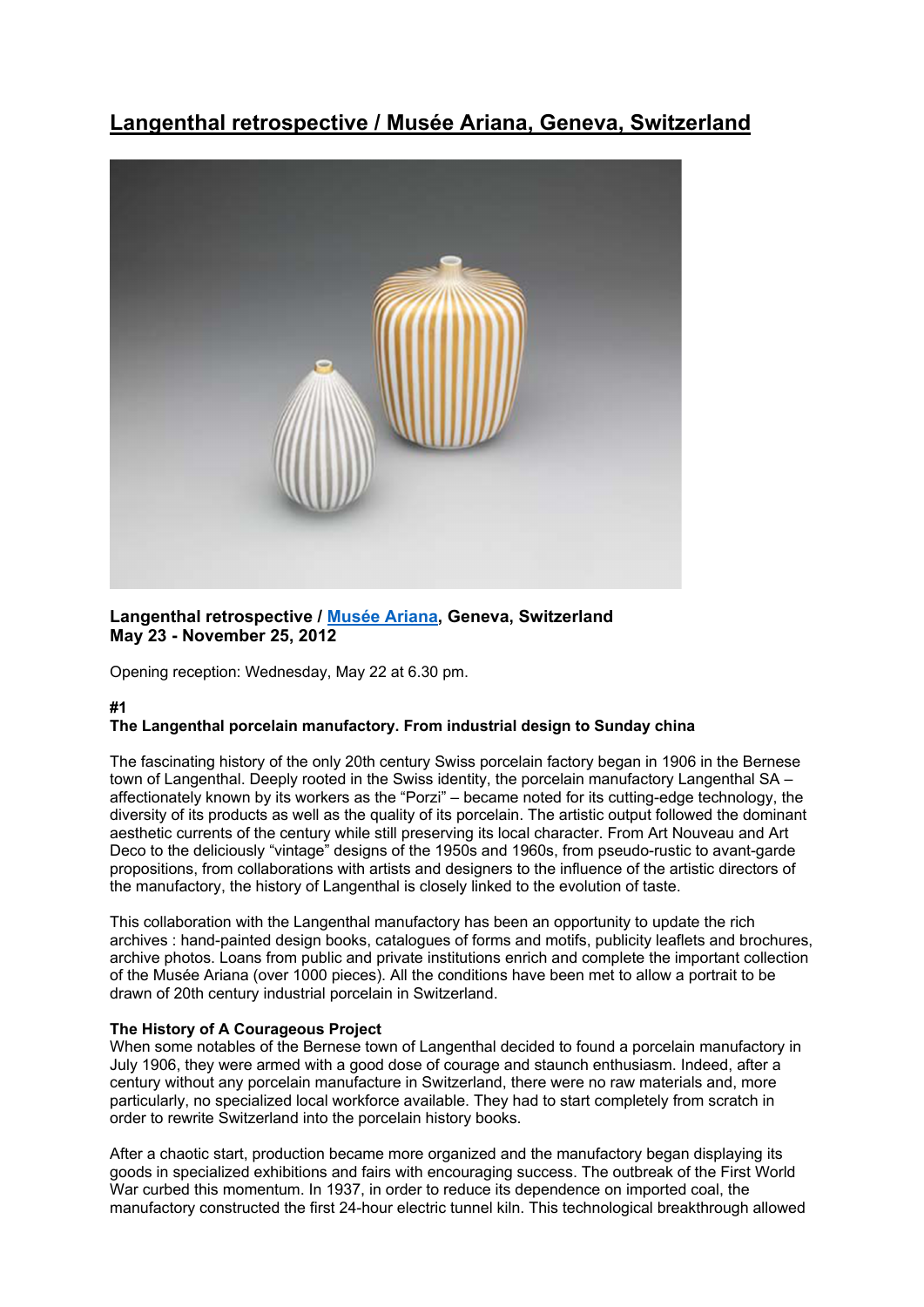# Langenthal retrospective / Musée Ariana, Geneva, Switzerland

**Langenthal retrospective / Musée Ariana, Geneva, Switzerland**
**May 23 - November 25, 2012**

Opening reception: Wednesday, May 22 at 6.30 pm.

**#1**
**The Langenthal porcelain manufactory. From industrial design to Sunday china**

The fascinating history of the only 20th century Swiss porcelain factory began in 1906 in the Bernese town of Langenthal. Deeply rooted in the Swiss identity, the porcelain manufactory Langenthal SA – affectionately known by its workers as the "Porzi" – became noted for its cutting-edge technology, the diversity of its products as well as the quality of its porcelain. The artistic output followed the dominant aesthetic currents of the century while still preserving its local character. From Art Nouveau and Art Deco to the deliciously "vintage" designs of the 1950s and 1960s, from pseudo-rustic to avant-garde propositions, from collaborations with artists and designers to the influence of the artistic directors of the manufactory, the history of Langenthal is closely linked to the evolution of taste.

This collaboration with the Langenthal manufactory has been an opportunity to update the rich archives : hand-painted design books, catalogues of forms and motifs, publicity leaflets and brochures, archive photos. Loans from public and private institutions enrich and complete the important collection of the Musée Ariana (over 1000 pieces). All the conditions have been met to allow a portrait to be drawn of 20th century industrial porcelain in Switzerland.

**The History of A Courageous Project**
When some notables of the Bernese town of Langenthal decided to found a porcelain manufactory in July 1906, they were armed with a good dose of courage and staunch enthusiasm. Indeed, after a century without any porcelain manufacture in Switzerland, there were no raw materials and, more particularly, no specialized local workforce available. They had to start completely from scratch in order to rewrite Switzerland into the porcelain history books.

After a chaotic start, production became more organized and the manufactory began displaying its goods in specialized exhibitions and fairs with encouraging success. The outbreak of the First World War curbed this momentum. In 1937, in order to reduce its dependence on imported coal, the manufactory constructed the first 24-hour electric tunnel kiln. This technological breakthrough allowed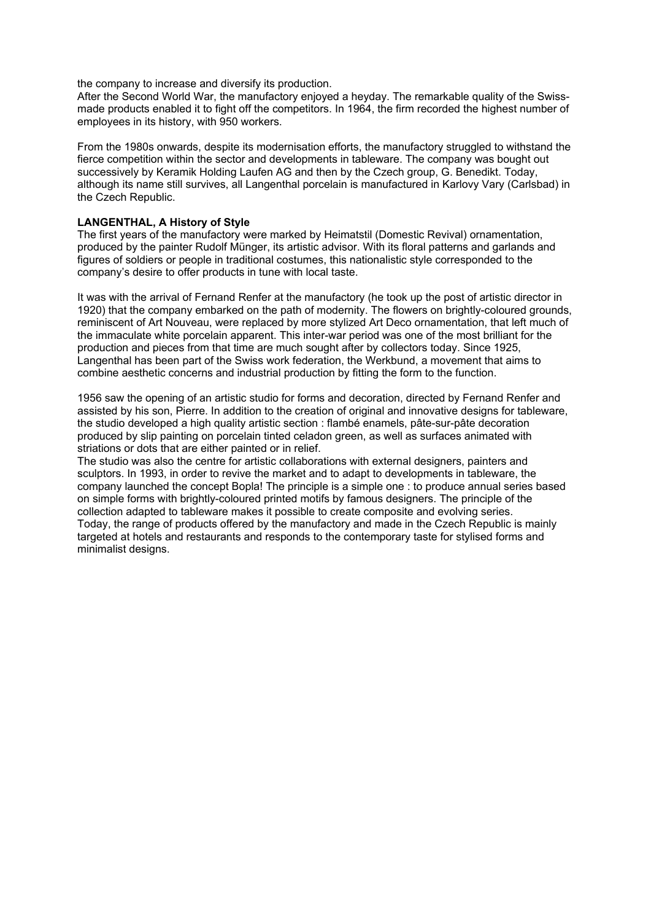the company to increase and diversify its production.
After the Second World War, the manufactory enjoyed a heyday. The remarkable quality of the Swiss-made products enabled it to fight off the competitors. In 1964, the firm recorded the highest number of employees in its history, with 950 workers.

From the 1980s onwards, despite its modernisation efforts, the manufactory struggled to withstand the fierce competition within the sector and developments in tableware. The company was bought out successively by Keramik Holding Laufen AG and then by the Czech group, G. Benedikt. Today, although its name still survives, all Langenthal porcelain is manufactured in Karlovy Vary (Carlsbad) in the Czech Republic.

**LANGENTHAL, A History of Style**

The first years of the manufactory were marked by Heimatstil (Domestic Revival) ornamentation, produced by the painter Rudolf Münger, its artistic advisor. With its floral patterns and garlands and figures of soldiers or people in traditional costumes, this nationalistic style corresponded to the company's desire to offer products in tune with local taste.

It was with the arrival of Fernand Renfer at the manufactory (he took up the post of artistic director in 1920) that the company embarked on the path of modernity. The flowers on brightly-coloured grounds, reminiscent of Art Nouveau, were replaced by more stylized Art Deco ornamentation, that left much of the immaculate white porcelain apparent. This inter-war period was one of the most brilliant for the production and pieces from that time are much sought after by collectors today. Since 1925, Langenthal has been part of the Swiss work federation, the Werkbund, a movement that aims to combine aesthetic concerns and industrial production by fitting the form to the function.

1956 saw the opening of an artistic studio for forms and decoration, directed by Fernand Renfer and assisted by his son, Pierre. In addition to the creation of original and innovative designs for tableware, the studio developed a high quality artistic section : flambé enamels, pâte-sur-pâte decoration produced by slip painting on porcelain tinted celadon green, as well as surfaces animated with striations or dots that are either painted or in relief.
The studio was also the centre for artistic collaborations with external designers, painters and sculptors. In 1993, in order to revive the market and to adapt to developments in tableware, the company launched the concept Bopla! The principle is a simple one : to produce annual series based on simple forms with brightly-coloured printed motifs by famous designers. The principle of the collection adapted to tableware makes it possible to create composite and evolving series.
Today, the range of products offered by the manufactory and made in the Czech Republic is mainly targeted at hotels and restaurants and responds to the contemporary taste for stylised forms and minimalist designs.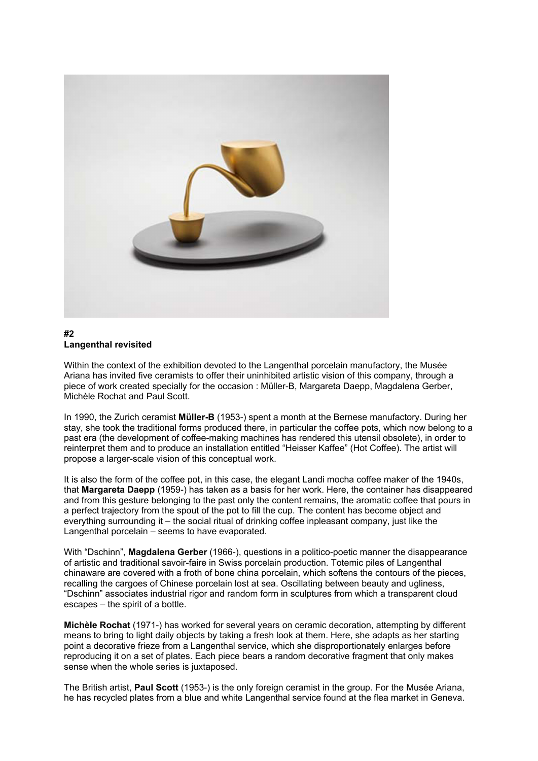**#2**
**Langenthal revisited**

Within the context of the exhibition devoted to the Langenthal porcelain manufactory, the Musée Ariana has invited five ceramists to offer their uninhibited artistic vision of this company, through a piece of work created specially for the occasion : Müller-B, Margareta Daepp, Magdalena Gerber, Michèle Rochat and Paul Scott.

In 1990, the Zurich ceramist **Müller-B** (1953-) spent a month at the Bernese manufactory. During her stay, she took the traditional forms produced there, in particular the coffee pots, which now belong to a past era (the development of coffee-making machines has rendered this utensil obsolete), in order to reinterpret them and to produce an installation entitled "Heisser Kaffee" (Hot Coffee). The artist will propose a larger-scale vision of this conceptual work.

It is also the form of the coffee pot, in this case, the elegant Landi mocha coffee maker of the 1940s, that **Margareta Daepp** (1959-) has taken as a basis for her work. Here, the container has disappeared and from this gesture belonging to the past only the content remains, the aromatic coffee that pours in a perfect trajectory from the spout of the pot to fill the cup. The content has become object and everything surrounding it – the social ritual of drinking coffee inpleasant company, just like the Langenthal porcelain – seems to have evaporated.

With "Dschinn", **Magdalena Gerber** (1966-), questions in a politico-poetic manner the disappearance of artistic and traditional savoir-faire in Swiss porcelain production. Totemic piles of Langenthal chinaware are covered with a froth of bone china porcelain, which softens the contours of the pieces, recalling the cargoes of Chinese porcelain lost at sea. Oscillating between beauty and ugliness, "Dschinn" associates industrial rigor and random form in sculptures from which a transparent cloud escapes – the spirit of a bottle.

**Michèle Rochat** (1971-) has worked for several years on ceramic decoration, attempting by different means to bring to light daily objects by taking a fresh look at them. Here, she adapts as her starting point a decorative frieze from a Langenthal service, which she disproportionately enlarges before reproducing it on a set of plates. Each piece bears a random decorative fragment that only makes sense when the whole series is juxtaposed.

The British artist, **Paul Scott** (1953-) is the only foreign ceramist in the group. For the Musée Ariana, he has recycled plates from a blue and white Langenthal service found at the flea market in Geneva.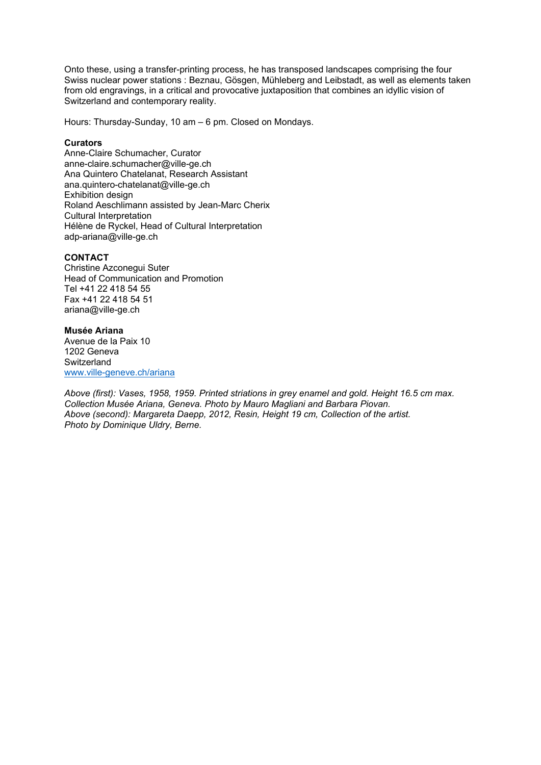Onto these, using a transfer-printing process, he has transposed landscapes comprising the four Swiss nuclear power stations : Beznau, Gösgen, Mühleberg and Leibstadt, as well as elements taken from old engravings, in a critical and provocative juxtaposition that combines an idyllic vision of Switzerland and contemporary reality.

Hours: Thursday-Sunday, 10 am – 6 pm. Closed on Mondays.

**Curators**
Anne-Claire Schumacher, Curator
anne-claire.schumacher@ville-ge.ch
Ana Quintero Chatelanat, Research Assistant
ana.quintero-chatelanat@ville-ge.ch
Exhibition design
Roland Aeschlimann assisted by Jean-Marc Cherix
Cultural Interpretation
Hélène de Ryckel, Head of Cultural Interpretation
adp-ariana@ville-ge.ch

**CONTACT**
Christine Azconegui Suter
Head of Communication and Promotion
Tel +41 22 418 54 55
Fax +41 22 418 54 51
ariana@ville-ge.ch

**Musée Ariana**
Avenue de la Paix 10
1202 Geneva
Switzerland
[www.ville-geneve.ch/ariana](http://www.ville-geneve.ch/ariana)

*Above (first): Vases, 1958, 1959. Printed striations in grey enamel and gold. Height 16.5 cm max. Collection Musée Ariana, Geneva. Photo by Mauro Magliani and Barbara Piovan.*
*Above (second): Margareta Daepp, 2012, Resin, Height 19 cm, Collection of the artist. Photo by Dominique Uldry, Berne.*